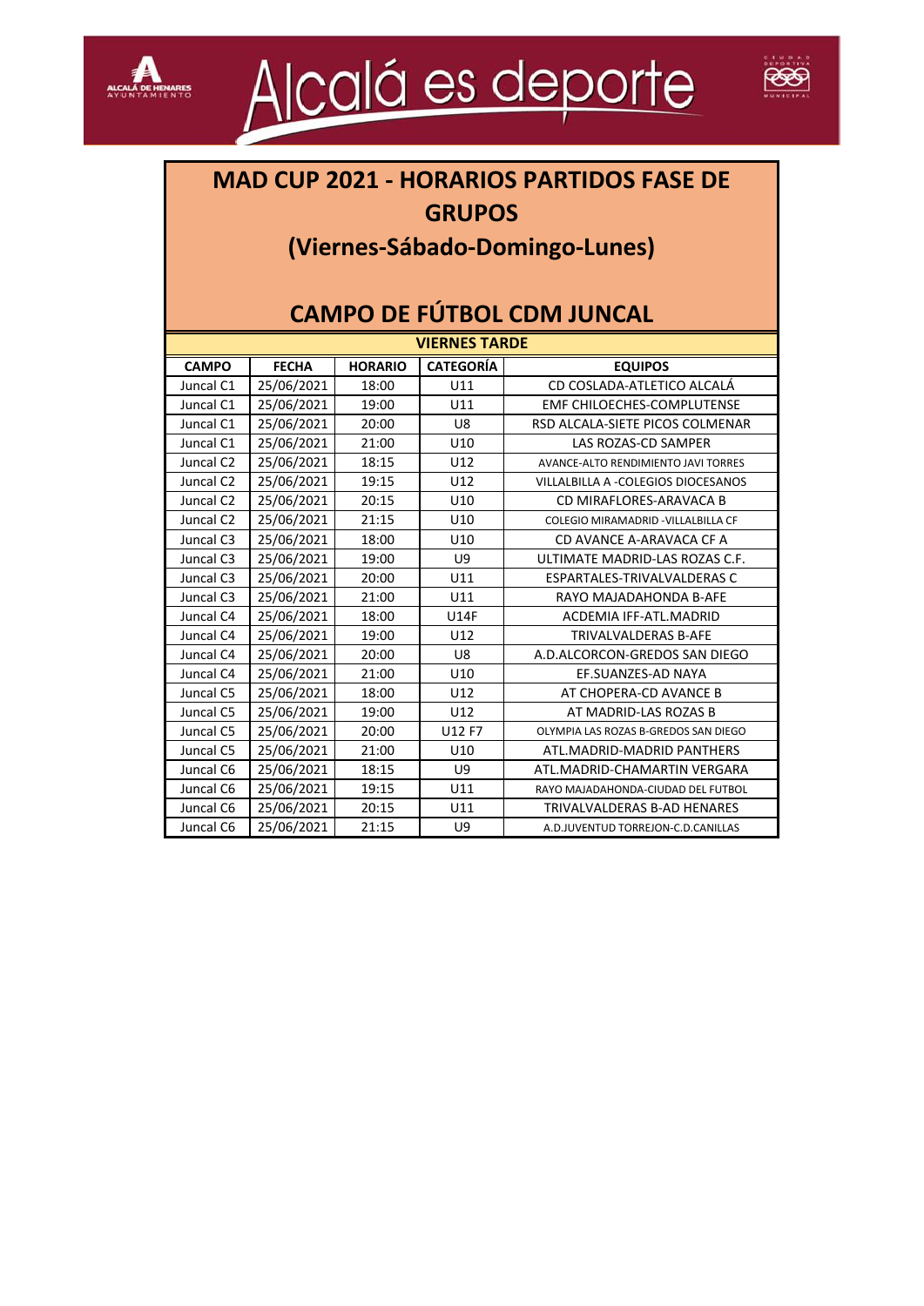Alcalá es deporte

# MAD CUP 2021 - HORARIOS PARTIDOS FASE DE GRUPOS

## (Viernes-Sábado-Domingo-Lunes)

## CAMPO DE FÚTBOL CDM JUNCAL

**VIERNES TARDE**

| CAMPO | FECHA | HORARIO | CATEGORÍA | EQUIPOS |
|---|---|---|---|---|
| Juncal C1 | 25/06/2021 | 18:00 | U11 | CD COSLADA-ATLETICO ALCALÁ |
| Juncal C1 | 25/06/2021 | 19:00 | U11 | EMF CHILOECHES-COMPLUTENSE |
| Juncal C1 | 25/06/2021 | 20:00 | U8 | RSD ALCALA-SIETE PICOS COLMENAR |
| Juncal C1 | 25/06/2021 | 21:00 | U10 | LAS ROZAS-CD SAMPER |
| Juncal C2 | 25/06/2021 | 18:15 | U12 | AVANCE-ALTO RENDIMIENTO JAVI TORRES |
| Juncal C2 | 25/06/2021 | 19:15 | U12 | VILLALBILLA A -COLEGIOS DIOCESANOS |
| Juncal C2 | 25/06/2021 | 20:15 | U10 | CD MIRAFLORES-ARAVACA B |
| Juncal C2 | 25/06/2021 | 21:15 | U10 | COLEGIO MIRAMADRID -VILLALBILLA CF |
| Juncal C3 | 25/06/2021 | 18:00 | U10 | CD AVANCE A-ARAVACA CF A |
| Juncal C3 | 25/06/2021 | 19:00 | U9 | ULTIMATE MADRID-LAS ROZAS C.F. |
| Juncal C3 | 25/06/2021 | 20:00 | U11 | ESPARTALES-TRIVALVALDERAS C |
| Juncal C3 | 25/06/2021 | 21:00 | U11 | RAYO MAJADAHONDA B-AFE |
| Juncal C4 | 25/06/2021 | 18:00 | U14F | ACDEMIA IFF-ATL.MADRID |
| Juncal C4 | 25/06/2021 | 19:00 | U12 | TRIVALVALDERAS B-AFE |
| Juncal C4 | 25/06/2021 | 20:00 | U8 | A.D.ALCORCON-GREDOS SAN DIEGO |
| Juncal C4 | 25/06/2021 | 21:00 | U10 | EF.SUANZES-AD NAYA |
| Juncal C5 | 25/06/2021 | 18:00 | U12 | AT CHOPERA-CD AVANCE B |
| Juncal C5 | 25/06/2021 | 19:00 | U12 | AT MADRID-LAS ROZAS B |
| Juncal C5 | 25/06/2021 | 20:00 | U12 F7 | OLYMPIA LAS ROZAS B-GREDOS SAN DIEGO |
| Juncal C5 | 25/06/2021 | 21:00 | U10 | ATL.MADRID-MADRID PANTHERS |
| Juncal C6 | 25/06/2021 | 18:15 | U9 | ATL.MADRID-CHAMARTIN VERGARA |
| Juncal C6 | 25/06/2021 | 19:15 | U11 | RAYO MAJADAHONDA-CIUDAD DEL FUTBOL |
| Juncal C6 | 25/06/2021 | 20:15 | U11 | TRIVALVALDERAS B-AD HENARES |
| Juncal C6 | 25/06/2021 | 21:15 | U9 | A.D.JUVENTUD TORREJON-C.D.CANILLAS |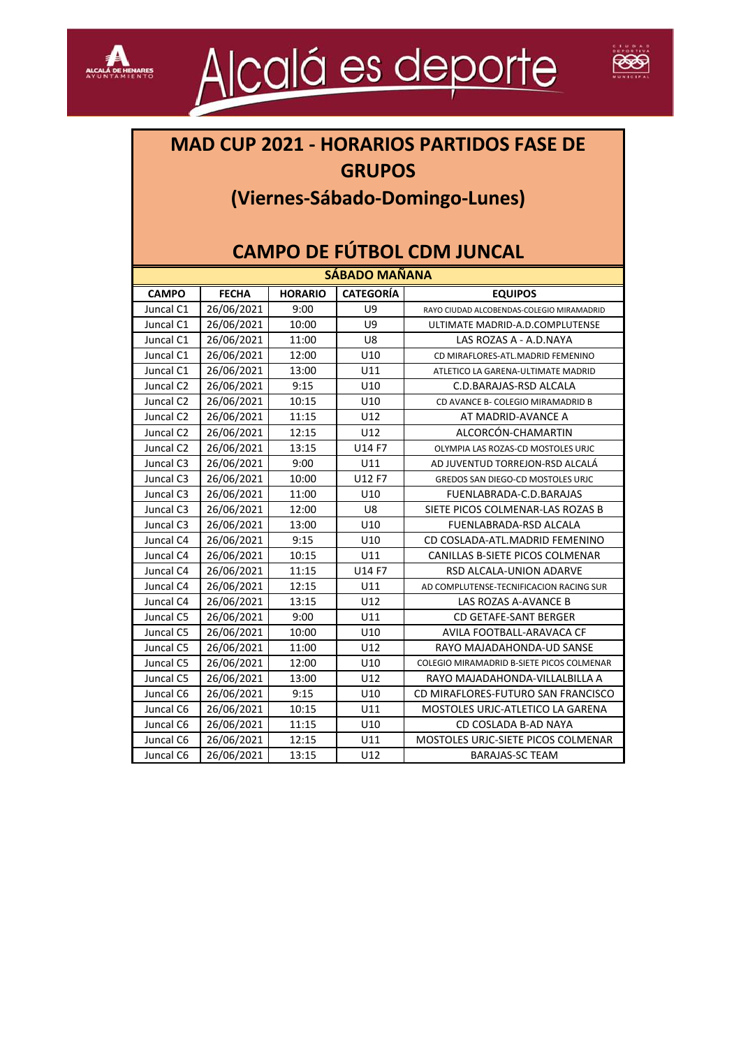# MAD CUP 2021 - HORARIOS PARTIDOS FASE DE GRUPOS

## (Viernes-Sábado-Domingo-Lunes)

## CAMPO DE FÚTBOL CDM JUNCAL

### SÁBADO MAÑANA

| CAMPO | FECHA | HORARIO | CATEGORÍA | EQUIPOS |
|---|---|---|---|---|
| Juncal C1 | 26/06/2021 | 9:00 | U9 | RAYO CIUDAD ALCOBENDAS-COLEGIO MIRAMADRID |
| Juncal C1 | 26/06/2021 | 10:00 | U9 | ULTIMATE MADRID-A.D.COMPLUTENSE |
| Juncal C1 | 26/06/2021 | 11:00 | U8 | LAS ROZAS A - A.D.NAYA |
| Juncal C1 | 26/06/2021 | 12:00 | U10 | CD MIRAFLORES-ATL.MADRID FEMENINO |
| Juncal C1 | 26/06/2021 | 13:00 | U11 | ATLETICO LA GARENA-ULTIMATE MADRID |
| Juncal C2 | 26/06/2021 | 9:15 | U10 | C.D.BARAJAS-RSD ALCALA |
| Juncal C2 | 26/06/2021 | 10:15 | U10 | CD AVANCE B- COLEGIO MIRAMADRID B |
| Juncal C2 | 26/06/2021 | 11:15 | U12 | AT MADRID-AVANCE A |
| Juncal C2 | 26/06/2021 | 12:15 | U12 | ALCORCÓN-CHAMARTIN |
| Juncal C2 | 26/06/2021 | 13:15 | U14 F7 | OLYMPIA LAS ROZAS-CD MOSTOLES URJC |
| Juncal C3 | 26/06/2021 | 9:00 | U11 | AD JUVENTUD TORREJON-RSD ALCALÁ |
| Juncal C3 | 26/06/2021 | 10:00 | U12 F7 | GREDOS SAN DIEGO-CD MOSTOLES URJC |
| Juncal C3 | 26/06/2021 | 11:00 | U10 | FUENLABRADA-C.D.BARAJAS |
| Juncal C3 | 26/06/2021 | 12:00 | U8 | SIETE PICOS COLMENAR-LAS ROZAS B |
| Juncal C3 | 26/06/2021 | 13:00 | U10 | FUENLABRADA-RSD ALCALA |
| Juncal C4 | 26/06/2021 | 9:15 | U10 | CD COSLADA-ATL.MADRID FEMENINO |
| Juncal C4 | 26/06/2021 | 10:15 | U11 | CANILLAS B-SIETE PICOS COLMENAR |
| Juncal C4 | 26/06/2021 | 11:15 | U14 F7 | RSD ALCALA-UNION ADARVE |
| Juncal C4 | 26/06/2021 | 12:15 | U11 | AD COMPLUTENSE-TECNIFICACION RACING SUR |
| Juncal C4 | 26/06/2021 | 13:15 | U12 | LAS ROZAS A-AVANCE B |
| Juncal C5 | 26/06/2021 | 9:00 | U11 | CD GETAFE-SANT BERGER |
| Juncal C5 | 26/06/2021 | 10:00 | U10 | AVILA FOOTBALL-ARAVACA CF |
| Juncal C5 | 26/06/2021 | 11:00 | U12 | RAYO MAJADAHONDA-UD SANSE |
| Juncal C5 | 26/06/2021 | 12:00 | U10 | COLEGIO MIRAMADRID B-SIETE PICOS COLMENAR |
| Juncal C5 | 26/06/2021 | 13:00 | U12 | RAYO MAJADAHONDA-VILLALBILLA A |
| Juncal C6 | 26/06/2021 | 9:15 | U10 | CD MIRAFLORES-FUTURO SAN FRANCISCO |
| Juncal C6 | 26/06/2021 | 10:15 | U11 | MOSTOLES URJC-ATLETICO LA GARENA |
| Juncal C6 | 26/06/2021 | 11:15 | U10 | CD COSLADA B-AD NAYA |
| Juncal C6 | 26/06/2021 | 12:15 | U11 | MOSTOLES URJC-SIETE PICOS COLMENAR |
| Juncal C6 | 26/06/2021 | 13:15 | U12 | BARAJAS-SC TEAM |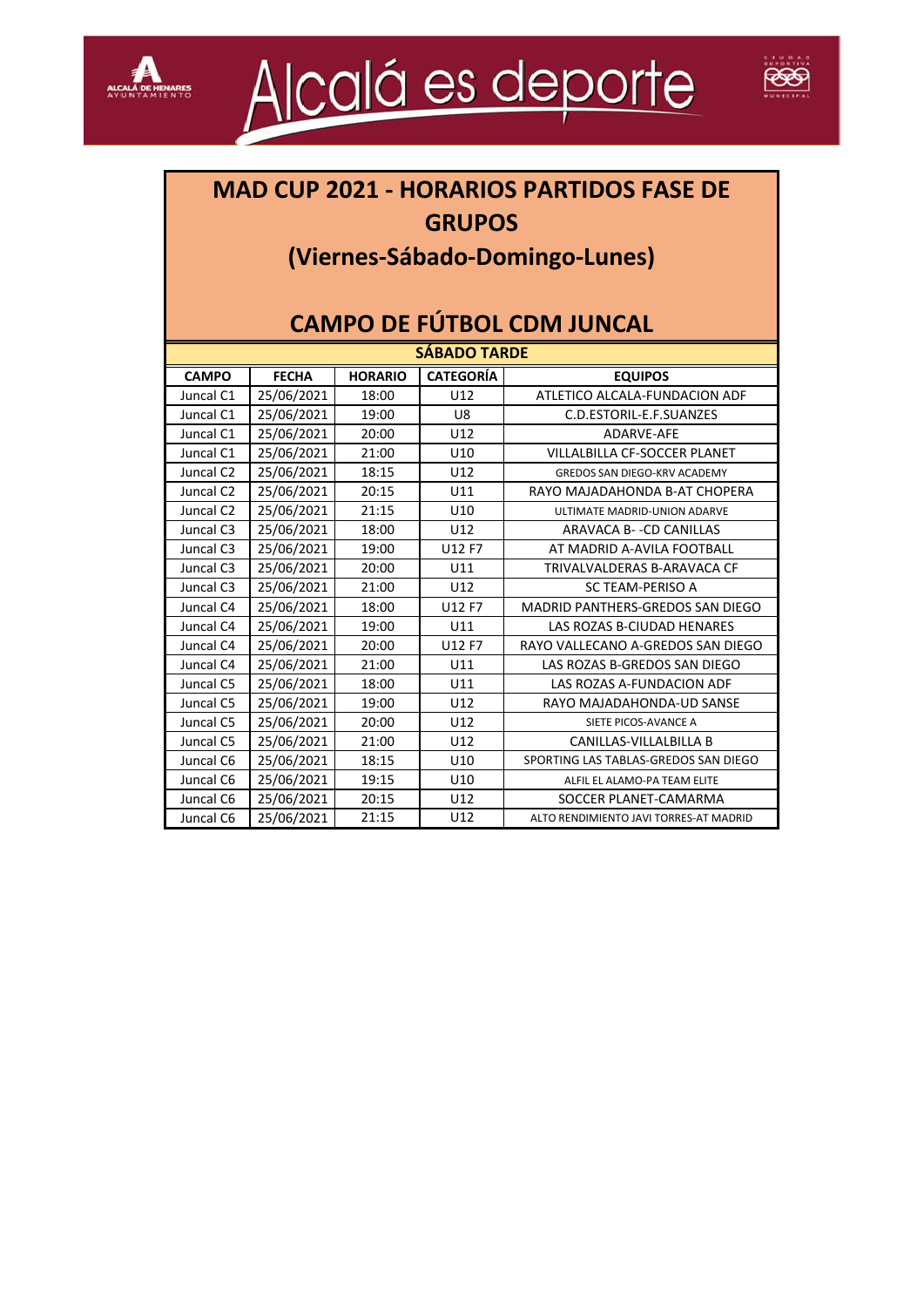# Alcalá es deporte

## MAD CUP 2021 - HORARIOS PARTIDOS FASE DE GRUPOS

## (Viernes-Sábado-Domingo-Lunes)

## CAMPO DE FÚTBOL CDM JUNCAL

| SÁBADO TARDE | | | | |
|---|---|---|---|---|
| **CAMPO** | **FECHA** | **HORARIO** | **CATEGORÍA** | **EQUIPOS** |
| Juncal C1 | 25/06/2021 | 18:00 | U12 | ATLETICO ALCALA-FUNDACION ADF |
| Juncal C1 | 25/06/2021 | 19:00 | U8 | C.D.ESTORIL-E.F.SUANZES |
| Juncal C1 | 25/06/2021 | 20:00 | U12 | ADARVE-AFE |
| Juncal C1 | 25/06/2021 | 21:00 | U10 | VILLALBILLA CF-SOCCER PLANET |
| Juncal C2 | 25/06/2021 | 18:15 | U12 | GREDOS SAN DIEGO-KRV ACADEMY |
| Juncal C2 | 25/06/2021 | 20:15 | U11 | RAYO MAJADAHONDA B-AT CHOPERA |
| Juncal C2 | 25/06/2021 | 21:15 | U10 | ULTIMATE MADRID-UNION ADARVE |
| Juncal C3 | 25/06/2021 | 18:00 | U12 | ARAVACA B- -CD CANILLAS |
| Juncal C3 | 25/06/2021 | 19:00 | U12 F7 | AT MADRID A-AVILA FOOTBALL |
| Juncal C3 | 25/06/2021 | 20:00 | U11 | TRIVALVALDERAS B-ARAVACA CF |
| Juncal C3 | 25/06/2021 | 21:00 | U12 | SC TEAM-PERISO A |
| Juncal C4 | 25/06/2021 | 18:00 | U12 F7 | MADRID PANTHERS-GREDOS SAN DIEGO |
| Juncal C4 | 25/06/2021 | 19:00 | U11 | LAS ROZAS B-CIUDAD HENARES |
| Juncal C4 | 25/06/2021 | 20:00 | U12 F7 | RAYO VALLECANO A-GREDOS SAN DIEGO |
| Juncal C4 | 25/06/2021 | 21:00 | U11 | LAS ROZAS B-GREDOS SAN DIEGO |
| Juncal C5 | 25/06/2021 | 18:00 | U11 | LAS ROZAS A-FUNDACION ADF |
| Juncal C5 | 25/06/2021 | 19:00 | U12 | RAYO MAJADAHONDA-UD SANSE |
| Juncal C5 | 25/06/2021 | 20:00 | U12 | SIETE PICOS-AVANCE A |
| Juncal C5 | 25/06/2021 | 21:00 | U12 | CANILLAS-VILLALBILLA B |
| Juncal C6 | 25/06/2021 | 18:15 | U10 | SPORTING LAS TABLAS-GREDOS SAN DIEGO |
| Juncal C6 | 25/06/2021 | 19:15 | U10 | ALFIL EL ALAMO-PA TEAM ELITE |
| Juncal C6 | 25/06/2021 | 20:15 | U12 | SOCCER PLANET-CAMARMA |
| Juncal C6 | 25/06/2021 | 21:15 | U12 | ALTO RENDIMIENTO JAVI TORRES-AT MADRID |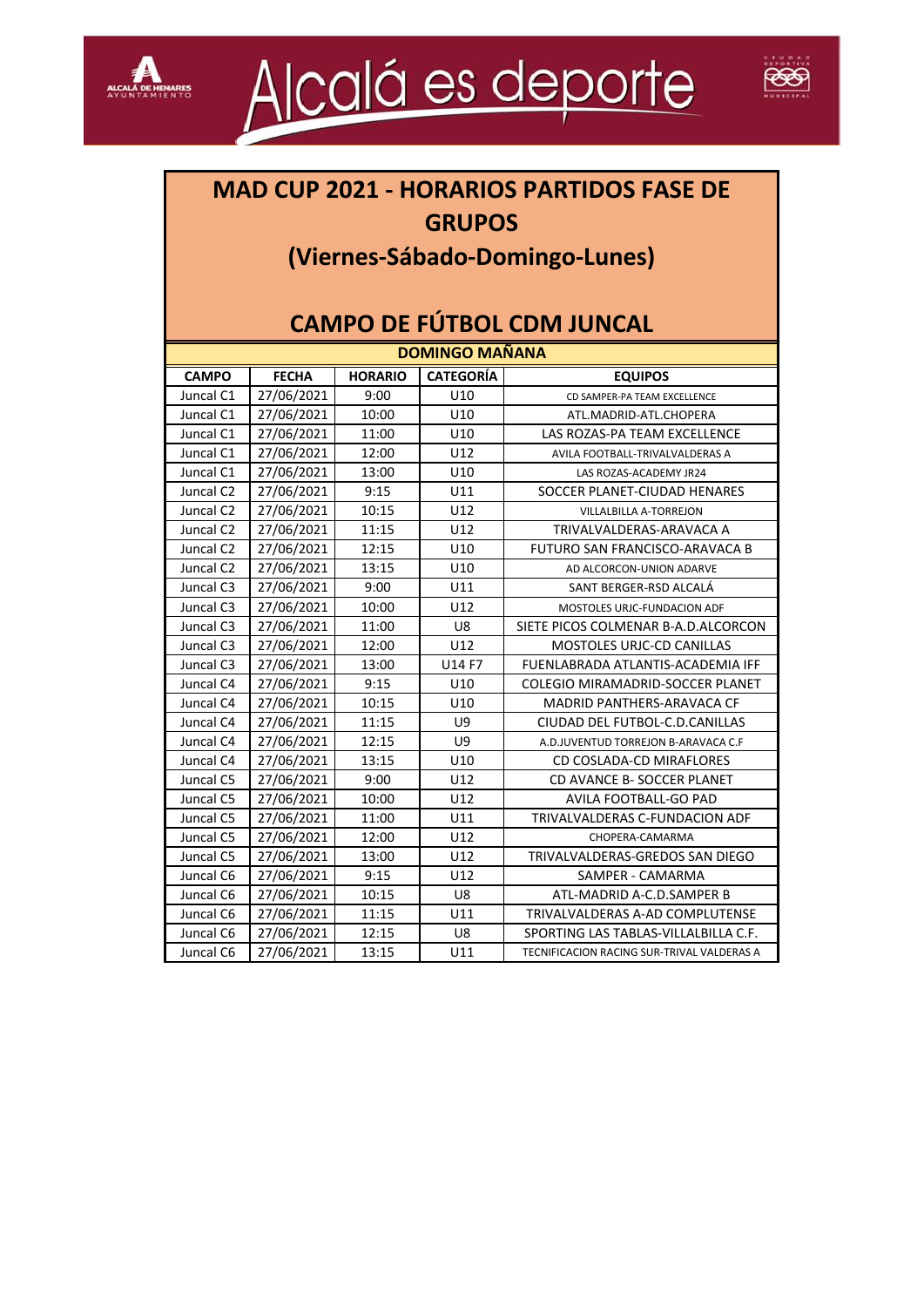# Alcalá es deporte

## MAD CUP 2021 - HORARIOS PARTIDOS FASE DE GRUPOS

## (Viernes-Sábado-Domingo-Lunes)

## CAMPO DE FÚTBOL CDM JUNCAL

**DOMINGO MAÑANA**

| CAMPO | FECHA | HORARIO | CATEGORÍA | EQUIPOS |
|---|---|---|---|---|
| Juncal C1 | 27/06/2021 | 9:00 | U10 | CD SAMPER-PA TEAM EXCELLENCE |
| Juncal C1 | 27/06/2021 | 10:00 | U10 | ATL.MADRID-ATL.CHOPERA |
| Juncal C1 | 27/06/2021 | 11:00 | U10 | LAS ROZAS-PA TEAM EXCELLENCE |
| Juncal C1 | 27/06/2021 | 12:00 | U12 | AVILA FOOTBALL-TRIVALVALDERAS A |
| Juncal C1 | 27/06/2021 | 13:00 | U10 | LAS ROZAS-ACADEMY JR24 |
| Juncal C2 | 27/06/2021 | 9:15 | U11 | SOCCER PLANET-CIUDAD HENARES |
| Juncal C2 | 27/06/2021 | 10:15 | U12 | VILLALBILLA A-TORREJON |
| Juncal C2 | 27/06/2021 | 11:15 | U12 | TRIVALVALDERAS-ARAVACA A |
| Juncal C2 | 27/06/2021 | 12:15 | U10 | FUTURO SAN FRANCISCO-ARAVACA B |
| Juncal C2 | 27/06/2021 | 13:15 | U10 | AD ALCORCON-UNION ADARVE |
| Juncal C3 | 27/06/2021 | 9:00 | U11 | SANT BERGER-RSD ALCALÁ |
| Juncal C3 | 27/06/2021 | 10:00 | U12 | MOSTOLES URJC-FUNDACION ADF |
| Juncal C3 | 27/06/2021 | 11:00 | U8 | SIETE PICOS COLMENAR B-A.D.ALCORCON |
| Juncal C3 | 27/06/2021 | 12:00 | U12 | MOSTOLES URJC-CD CANILLAS |
| Juncal C3 | 27/06/2021 | 13:00 | U14 F7 | FUENLABRADA ATLANTIS-ACADEMIA IFF |
| Juncal C4 | 27/06/2021 | 9:15 | U10 | COLEGIO MIRAMADRID-SOCCER PLANET |
| Juncal C4 | 27/06/2021 | 10:15 | U10 | MADRID PANTHERS-ARAVACA CF |
| Juncal C4 | 27/06/2021 | 11:15 | U9 | CIUDAD DEL FUTBOL-C.D.CANILLAS |
| Juncal C4 | 27/06/2021 | 12:15 | U9 | A.D.JUVENTUD TORREJON B-ARAVACA C.F |
| Juncal C4 | 27/06/2021 | 13:15 | U10 | CD COSLADA-CD MIRAFLORES |
| Juncal C5 | 27/06/2021 | 9:00 | U12 | CD AVANCE B- SOCCER PLANET |
| Juncal C5 | 27/06/2021 | 10:00 | U12 | AVILA FOOTBALL-GO PAD |
| Juncal C5 | 27/06/2021 | 11:00 | U11 | TRIVALVALDERAS C-FUNDACION ADF |
| Juncal C5 | 27/06/2021 | 12:00 | U12 | CHOPERA-CAMARMA |
| Juncal C5 | 27/06/2021 | 13:00 | U12 | TRIVALVALDERAS-GREDOS SAN DIEGO |
| Juncal C6 | 27/06/2021 | 9:15 | U12 | SAMPER - CAMARMA |
| Juncal C6 | 27/06/2021 | 10:15 | U8 | ATL-MADRID A-C.D.SAMPER B |
| Juncal C6 | 27/06/2021 | 11:15 | U11 | TRIVALVALDERAS A-AD COMPLUTENSE |
| Juncal C6 | 27/06/2021 | 12:15 | U8 | SPORTING LAS TABLAS-VILLALBILLA C.F. |
| Juncal C6 | 27/06/2021 | 13:15 | U11 | TECNIFICACION RACING SUR-TRIVAL VALDERAS A |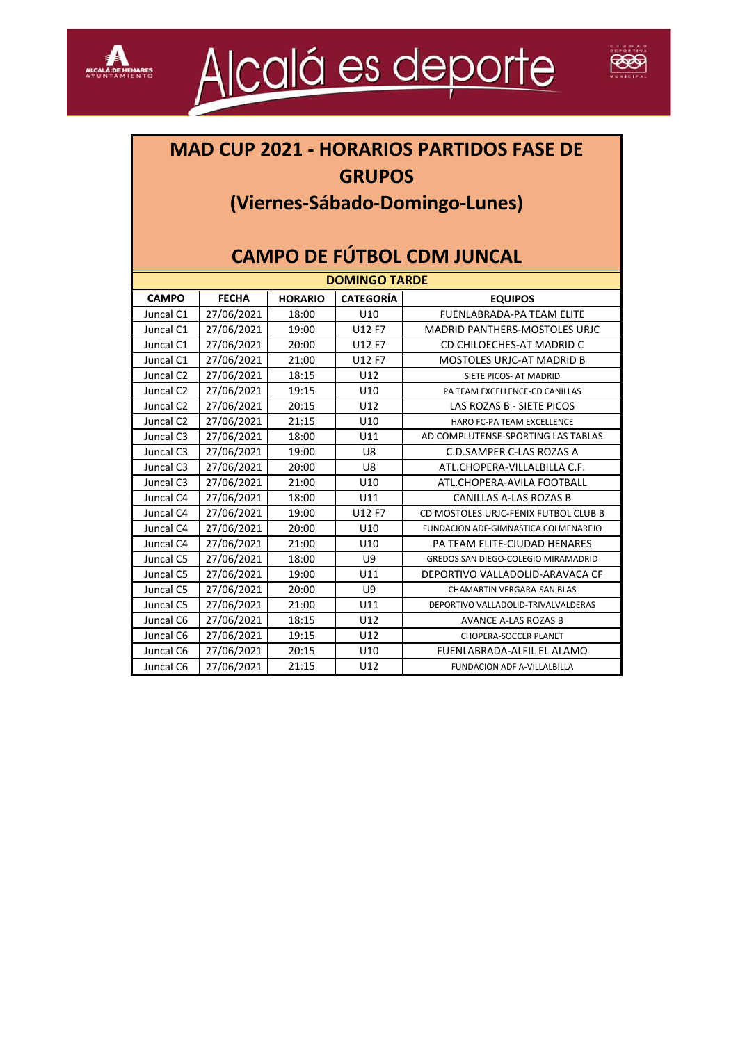# MAD CUP 2021 - HORARIOS PARTIDOS FASE DE GRUPOS

## (Viernes-Sábado-Domingo-Lunes)

## CAMPO DE FÚTBOL CDM JUNCAL

| DOMINGO TARDE | | | | |
|---|---|---|---|---|
| **CAMPO** | **FECHA** | **HORARIO** | **CATEGORÍA** | **EQUIPOS** |
| Juncal C1 | 27/06/2021 | 18:00 | U10 | FUENLABRADA-PA TEAM ELITE |
| Juncal C1 | 27/06/2021 | 19:00 | U12 F7 | MADRID PANTHERS-MOSTOLES URJC |
| Juncal C1 | 27/06/2021 | 20:00 | U12 F7 | CD CHILOECHES-AT MADRID C |
| Juncal C1 | 27/06/2021 | 21:00 | U12 F7 | MOSTOLES URJC-AT MADRID B |
| Juncal C2 | 27/06/2021 | 18:15 | U12 | SIETE PICOS- AT MADRID |
| Juncal C2 | 27/06/2021 | 19:15 | U10 | PA TEAM EXCELLENCE-CD CANILLAS |
| Juncal C2 | 27/06/2021 | 20:15 | U12 | LAS ROZAS B - SIETE PICOS |
| Juncal C2 | 27/06/2021 | 21:15 | U10 | HARO FC-PA TEAM EXCELLENCE |
| Juncal C3 | 27/06/2021 | 18:00 | U11 | AD COMPLUTENSE-SPORTING LAS TABLAS |
| Juncal C3 | 27/06/2021 | 19:00 | U8 | C.D.SAMPER C-LAS ROZAS A |
| Juncal C3 | 27/06/2021 | 20:00 | U8 | ATL.CHOPERA-VILLALBILLA C.F. |
| Juncal C3 | 27/06/2021 | 21:00 | U10 | ATL.CHOPERA-AVILA FOOTBALL |
| Juncal C4 | 27/06/2021 | 18:00 | U11 | CANILLAS A-LAS ROZAS B |
| Juncal C4 | 27/06/2021 | 19:00 | U12 F7 | CD MOSTOLES URJC-FENIX FUTBOL CLUB B |
| Juncal C4 | 27/06/2021 | 20:00 | U10 | FUNDACION ADF-GIMNASTICA COLMENAREJO |
| Juncal C4 | 27/06/2021 | 21:00 | U10 | PA TEAM ELITE-CIUDAD HENARES |
| Juncal C5 | 27/06/2021 | 18:00 | U9 | GREDOS SAN DIEGO-COLEGIO MIRAMADRID |
| Juncal C5 | 27/06/2021 | 19:00 | U11 | DEPORTIVO VALLADOLID-ARAVACA CF |
| Juncal C5 | 27/06/2021 | 20:00 | U9 | CHAMARTIN VERGARA-SAN BLAS |
| Juncal C5 | 27/06/2021 | 21:00 | U11 | DEPORTIVO VALLADOLID-TRIVALVALDERAS |
| Juncal C6 | 27/06/2021 | 18:15 | U12 | AVANCE A-LAS ROZAS B |
| Juncal C6 | 27/06/2021 | 19:15 | U12 | CHOPERA-SOCCER PLANET |
| Juncal C6 | 27/06/2021 | 20:15 | U10 | FUENLABRADA-ALFIL EL ALAMO |
| Juncal C6 | 27/06/2021 | 21:15 | U12 | FUNDACION ADF A-VILLALBILLA |